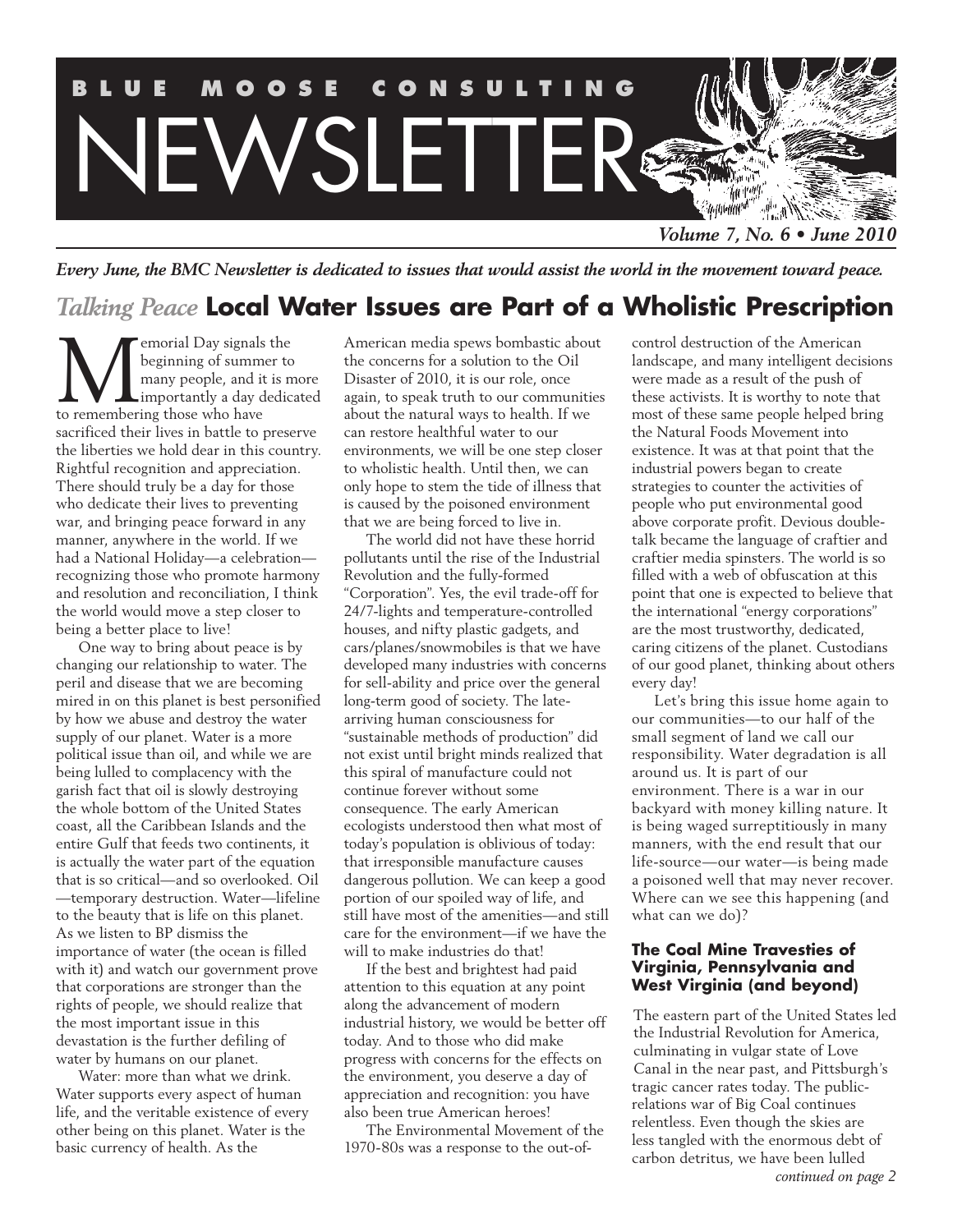# BLUE MOOSE CONSULTING NEWSLETTER

*Volume 7, No. 6 • June 2010*

***Every June, the BMC Newsletter is dedicated to issues that would assist the world in the movement toward peace.***

## *Talking Peace* Local Water Issues are Part of a Wholistic Prescription

Memorial Day signals the beginning of summer to many people, and it is more importantly a day dedicated to remembering those who have sacrificed their lives in battle to preserve the liberties we hold dear in this country. Rightful recognition and appreciation. There should truly be a day for those who dedicate their lives to preventing war, and bringing peace forward in any manner, anywhere in the world. If we had a National Holiday—a celebration—recognizing those who promote harmony and resolution and reconciliation, I think the world would move a step closer to being a better place to live!

One way to bring about peace is by changing our relationship to water. The peril and disease that we are becoming mired in on this planet is best personified by how we abuse and destroy the water supply of our planet. Water is a more political issue than oil, and while we are being lulled to complacency with the garish fact that oil is slowly destroying the whole bottom of the United States coast, all the Caribbean Islands and the entire Gulf that feeds two continents, it is actually the water part of the equation that is so critical—and so overlooked. Oil—temporary destruction. Water—lifeline to the beauty that is life on this planet. As we listen to BP dismiss the importance of water (the ocean is filled with it) and watch our government prove that corporations are stronger than the rights of people, we should realize that the most important issue in this devastation is the further defiling of water by humans on our planet.

Water: more than what we drink. Water supports every aspect of human life, and the veritable existence of every other being on this planet. Water is the basic currency of health. As the American media spews bombastic about the concerns for a solution to the Oil Disaster of 2010, it is our role, once again, to speak truth to our communities about the natural ways to health. If we can restore healthful water to our environments, we will be one step closer to wholistic health. Until then, we can only hope to stem the tide of illness that is caused by the poisoned environment that we are being forced to live in.

The world did not have these horrid pollutants until the rise of the Industrial Revolution and the fully-formed "Corporation". Yes, the evil trade-off for 24/7-lights and temperature-controlled houses, and nifty plastic gadgets, and cars/planes/snowmobiles is that we have developed many industries with concerns for sell-ability and price over the general long-term good of society. The late-arriving human consciousness for "sustainable methods of production" did not exist until bright minds realized that this spiral of manufacture could not continue forever without some consequence. The early American ecologists understood then what most of today's population is oblivious of today: that irresponsible manufacture causes dangerous pollution. We can keep a good portion of our spoiled way of life, and still have most of the amenities—and still care for the environment—if we have the will to make industries do that!

If the best and brightest had paid attention to this equation at any point along the advancement of modern industrial history, we would be better off today. And to those who did make progress with concerns for the effects on the environment, you deserve a day of appreciation and recognition: you have also been true American heroes!

The Environmental Movement of the 1970-80s was a response to the out-of-control destruction of the American landscape, and many intelligent decisions were made as a result of the push of these activists. It is worthy to note that most of these same people helped bring the Natural Foods Movement into existence. It was at that point that the industrial powers began to create strategies to counter the activities of people who put environmental good above corporate profit. Devious double-talk became the language of craftier and craftier media spinsters. The world is so filled with a web of obfuscation at this point that one is expected to believe that the international "energy corporations" are the most trustworthy, dedicated, caring citizens of the planet. Custodians of our good planet, thinking about others every day!

Let's bring this issue home again to our communities—to our half of the small segment of land we call our responsibility. Water degradation is all around us. It is part of our environment. There is a war in our backyard with money killing nature. It is being waged surreptitiously in many manners, with the end result that our life-source—our water—is being made a poisoned well that may never recover. Where can we see this happening (and what can we do)?

### The Coal Mine Travesties of Virginia, Pennsylvania and West Virginia (and beyond)

The eastern part of the United States led the Industrial Revolution for America, culminating in vulgar state of Love Canal in the near past, and Pittsburgh's tragic cancer rates today. The public-relations war of Big Coal continues relentless. Even though the skies are less tangled with the enormous debt of carbon detritus, we have been lulled

*continued on page 2*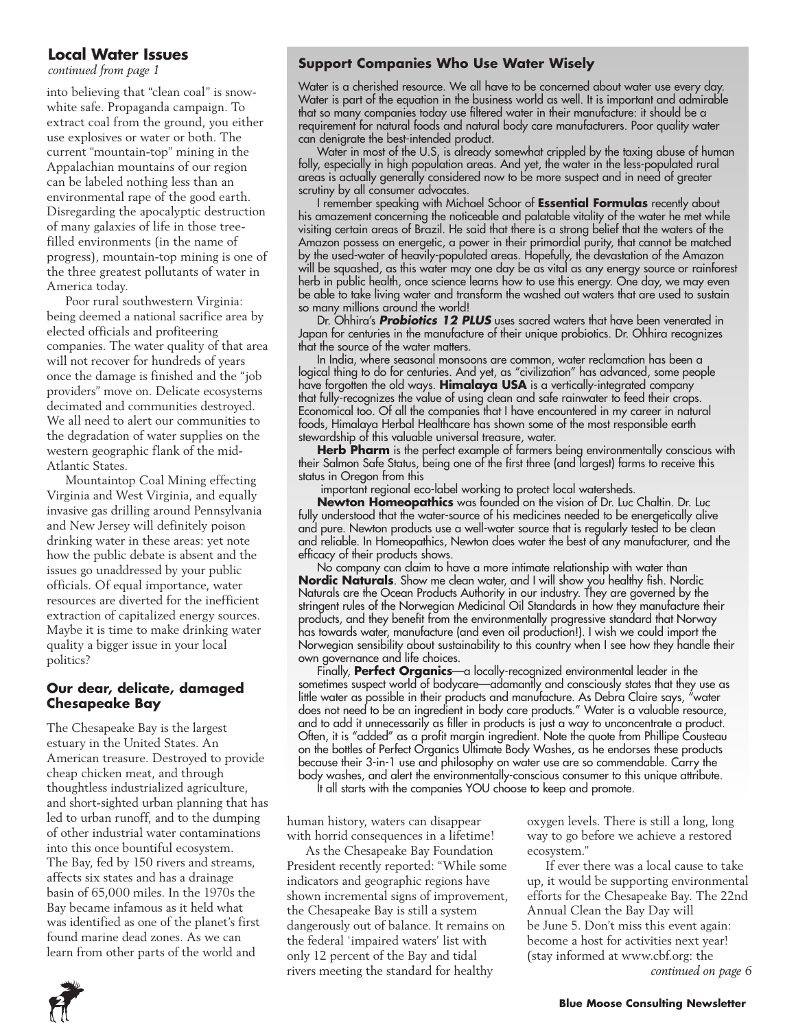## Local Water Issues

*continued from page 1*

into believing that "clean coal" is snow-white safe. Propaganda campaign. To extract coal from the ground, you either use explosives or water or both. The current "mountain-top" mining in the Appalachian mountains of our region can be labeled nothing less than an environmental rape of the good earth. Disregarding the apocalyptic destruction of many galaxies of life in those tree-filled environments (in the name of progress), mountain-top mining is one of the three greatest pollutants of water in America today.

Poor rural southwestern Virginia: being deemed a national sacrifice area by elected officials and profiteering companies. The water quality of that area will not recover for hundreds of years once the damage is finished and the "job providers" move on. Delicate ecosystems decimated and communities destroyed. We all need to alert our communities to the degradation of water supplies on the western geographic flank of the mid-Atlantic States.

Mountaintop Coal Mining effecting Virginia and West Virginia, and equally invasive gas drilling around Pennsylvania and New Jersey will definitely poison drinking water in these areas: yet note how the public debate is absent and the issues go unaddressed by your public officials. Of equal importance, water resources are diverted for the inefficient extraction of capitalized energy sources. Maybe it is time to make drinking water quality a bigger issue in your local politics?

### Our dear, delicate, damaged Chesapeake Bay

The Chesapeake Bay is the largest estuary in the United States. An American treasure. Destroyed to provide cheap chicken meat, and through thoughtless industrialized agriculture, and short-sighted urban planning that has led to urban runoff, and to the dumping of other industrial water contaminations into this once bountiful ecosystem. The Bay, fed by 150 rivers and streams, affects six states and has a drainage basin of 65,000 miles. In the 1970s the Bay became infamous as it held what was identified as one of the planet's first found marine dead zones. As we can learn from other parts of the world and human history, waters can disappear with horrid consequences in a lifetime!

As the Chesapeake Bay Foundation President recently reported: "While some indicators and geographic regions have shown incremental signs of improvement, the Chesapeake Bay is still a system dangerously out of balance. It remains on the federal 'impaired waters' list with only 12 percent of the Bay and tidal rivers meeting the standard for healthy oxygen levels. There is still a long, long way to go before we achieve a restored ecosystem."

If ever there was a local cause to take up, it would be supporting environmental efforts for the Chesapeake Bay. The 22nd Annual Clean the Bay Day will be June 5. Don't miss this event again: become a host for activities next year! (stay informed at www.cbf.org: the

*continued on page 6*

### Support Companies Who Use Water Wisely

Water is a cherished resource. We all have to be concerned about water use every day. Water is part of the equation in the business world as well. It is important and admirable that so many companies today use filtered water in their manufacture: it should be a requirement for natural foods and natural body care manufacturers. Poor quality water can denigrate the best-intended product.

Water in most of the U.S. is already somewhat crippled by the taxing abuse of human folly, especially in high population areas. And yet, the water in the less-populated rural areas is actually generally considered now to be more suspect and in need of greater scrutiny by all consumer advocates.

I remember speaking with Michael Schoor of **Essential Formulas** recently about his amazement concerning the noticeable and palatable vitality of the water he met while visiting certain areas of Brazil. He said that there is a strong belief that the waters of the Amazon possess an energetic, a power in their primordial purity, that cannot be matched by the used-water of heavily-populated areas. Hopefully, the devastation of the Amazon will be squashed, as this water may one day be as vital as any energy source or rainforest herb in public health, once science learns how to use this energy. One day, we may even be able to take living water and transform the washed out waters that are used to sustain so many millions around the world!

Dr. Ohhira's ***Probiotics 12 PLUS*** uses sacred waters that have been venerated in Japan for centuries in the manufacture of their unique probiotics. Dr. Ohhira recognizes that the source of the water matters.

In India, where seasonal monsoons are common, water reclamation has been a logical thing to do for centuries. And yet, as "civilization" has advanced, some people have forgotten the old ways. **Himalaya USA** is a vertically-integrated company that fully-recognizes the value of using clean and safe rainwater to feed their crops. Economical too. Of all the companies that I have encountered in my career in natural foods, Himalaya Herbal Healthcare has shown some of the most responsible earth stewardship of this valuable universal treasure, water.

**Herb Pharm** is the perfect example of farmers being environmentally conscious with their Salmon Safe Status, being one of the first three (and largest) farms to receive this status in Oregon from this important regional eco-label working to protect local watersheds.

**Newton Homeopathics** was founded on the vision of Dr. Luc Chaltin. Dr. Luc fully understood that the water-source of his medicines needed to be energetically alive and pure. Newton products use a well-water source that is regularly tested to be clean and reliable. In Homeopathics, Newton does water the best of any manufacturer, and the efficacy of their products shows.

No company can claim to have a more intimate relationship with water than **Nordic Naturals**. Show me clean water, and I will show you healthy fish. Nordic Naturals are the Ocean Products Authority in our industry. They are governed by the stringent rules of the Norwegian Medicinal Oil Standards in how they manufacture their products, and they benefit from the environmentally progressive standard that Norway has towards water, manufacture (and even oil production!). I wish we could import the Norwegian sensibility about sustainability to this country when I see how they handle their own governance and life choices.

Finally, **Perfect Organics**—a locally-recognized environmental leader in the sometimes suspect world of bodycare—adamantly and consciously states that they use as little water as possible in their products and manufacture. As Debra Claire says, "water does not need to be an ingredient in body care products." Water is a valuable resource, and to add it unnecessarily as filler in products is just a way to unconcentrate a product. Often, it is "added" as a profit margin ingredient. Note the quote from Phillipe Cousteau on the bottles of Perfect Organics Ultimate Body Washes, as he endorses these products because their 3-in-1 use and philosophy on water use are so commendable. Carry the body washes, and alert the environmentally-conscious consumer to this unique attribute.

It all starts with the companies YOU choose to keep and promote.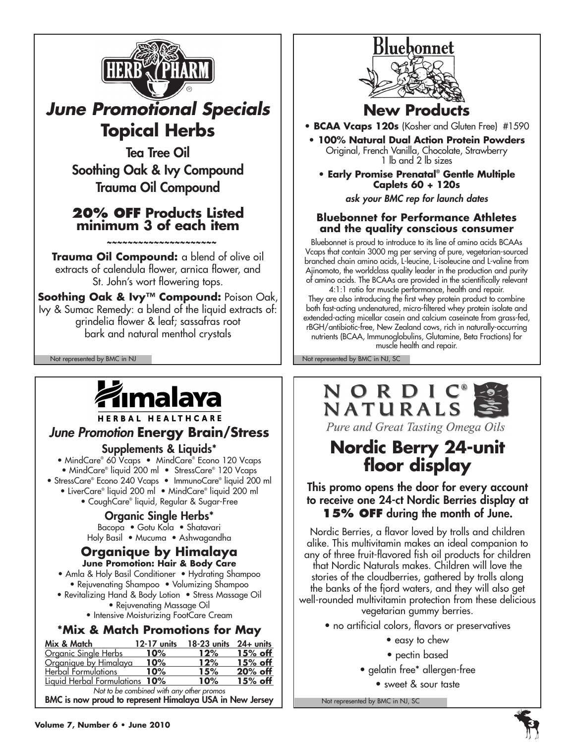## HERB PHARM

# *June Promotional Specials*

## Topical Herbs

Tea Tree Oil
Soothing Oak & Ivy Compound
Trauma Oil Compound

### 20% OFF Products Listed minimum 3 of each item

~~~~~~~~~~~~~~~~~~~~~

**Trauma Oil Compound:** a blend of olive oil extracts of calendula flower, arnica flower, and St. John's wort flowering tops.

**Soothing Oak & Ivy™ Compound:** Poison Oak, Ivy & Sumac Remedy: a blend of the liquid extracts of: grindelia flower & leaf; sassafras root bark and natural menthol crystals

Not represented by BMC in NJ

## Bluebonnet

# New Products

- **BCAA Vcaps 120s** (Kosher and Gluten Free) #1590
- **100% Natural Dual Action Protein Powders** Original, French Vanilla, Chocolate, Strawberry 1 lb and 2 lb sizes
- **Early Promise Prenatal® Gentle Multiple Caplets 60 + 120s**

*ask your BMC rep for launch dates*

### Bluebonnet for Performance Athletes and the quality conscious consumer

Bluebonnet is proud to introduce to its line of amino acids BCAAs Vcaps that contain 3000 mg per serving of pure, vegetarian-sourced branched chain amino acids, L-leucine, L-isoleucine and L-valine from Ajinomoto, the worldclass quality leader in the production and purity of amino acids. The BCAAs are provided in the scientifically relevant 4:1:1 ratio for muscle performance, health and repair.
They are also introducing the first whey protein product to combine both fast-acting undenatured, micro-filtered whey protein isolate and extended-acting micellar casein and calcium caseinate from grass-fed, rBGH/antibiotic-free, New Zealand cows, rich in naturally-occurring nutrients (BCAA, Immunoglobulins, Glutamine, Beta Fractions) for muscle health and repair.

Not represented by BMC in NJ, SC

## Himalaya HERBAL HEALTHCARE

## *June Promotion* Energy Brain/Stress

### Supplements & Liquids*

- MindCare® 60 Vcaps • MindCare® Econo 120 Vcaps
- MindCare® liquid 200 ml • StressCare® 120 Vcaps
- StressCare® Econo 240 Vcaps • ImmunoCare® liquid 200 ml
- LiverCare® liquid 200 ml • MindCare® liquid 200 ml
- CoughCare® liquid, Regular & Sugar-Free

### Organic Single Herbs*

Bacopa • Gotu Kola • Shatavari
Holy Basil • Mucuma • Ashwagandha

### Organique by Himalaya

**June Promotion: Hair & Body Care**

- Amla & Holy Basil Conditioner • Hydrating Shampoo
- Rejuvenating Shampoo • Volumizing Shampoo
- Revitalizing Hand & Body Lotion • Stress Massage Oil
- Rejuvenating Massage Oil
- Intensive Moisturizing FootCare Cream

### *Mix & Match Promotions for May

| Mix & Match | 12-17 units | 18-23 units | 24+ units |
|---|---|---|---|
| Organic Single Herbs | 10% | 12% | 15% off |
| Organique by Himalaya | 10% | 12% | 15% off |
| Herbal Formulations | 10% | 15% | 20% off |
| Liquid Herbal Formulations | 10% | 10% | 15% off |

*Not to be combined with any other promos*

**BMC is now proud to represent Himalaya USA in New Jersey**

## NORDIC NATURALS®

*Pure and Great Tasting Omega Oils*

# Nordic Berry 24-unit floor display

**This promo opens the door for every account to receive one 24-ct Nordic Berries display at 15% OFF during the month of June.**

Nordic Berries, a flavor loved by trolls and children alike. This multivitamin makes an ideal companion to any of three fruit-flavored fish oil products for children that Nordic Naturals makes. Children will love the stories of the cloudberries, gathered by trolls along the banks of the fjord waters, and they will also get well-rounded multivitamin protection from these delicious vegetarian gummy berries.

- no artificial colors, flavors or preservatives
- easy to chew
- pectin based
- gelatin free* allergen-free
- sweet & sour taste

Not represented by BMC in NJ, SC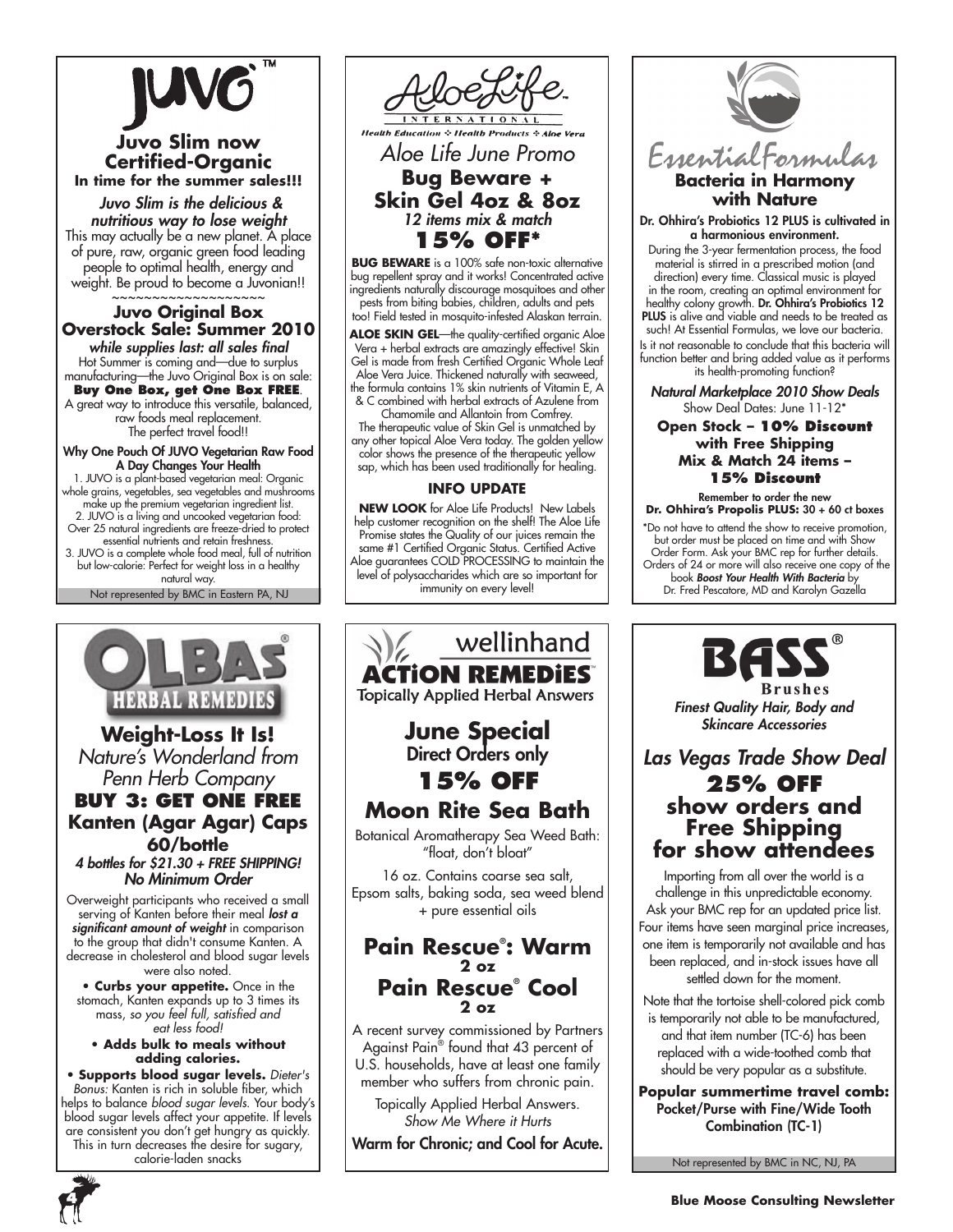## JUVO™

### Juvo Slim now Certified-Organic

**In time for the summer sales!!!**

***Juvo Slim is the delicious & nutritious way to lose weight***

This may actually be a new planet. A place of pure, raw, organic green food leading people to optimal health, energy and weight. Be proud to become a Juvonian!!

~~~~~~~~~~~~~~~~~~~

### Juvo Original Box Overstock Sale: Summer 2010

***while supplies last: all sales final***

Hot Summer is coming and—due to surplus manufacturing—the Juvo Original Box is on sale: **Buy One Box, get One Box FREE**. A great way to introduce this versatile, balanced, raw foods meal replacement. The perfect travel food!!

**Why One Pouch Of JUVO Vegetarian Raw Food A Day Changes Your Health**

1. JUVO is a plant-based vegetarian meal: Organic whole grains, vegetables, sea vegetables and mushrooms make up the premium vegetarian ingredient list.
2. JUVO is a living and uncooked vegetarian food: Over 25 natural ingredients are freeze-dried to protect essential nutrients and retain freshness.
3. JUVO is a complete whole food meal, full of nutrition but low-calorie: Perfect for weight loss in a healthy natural way.

Not represented by BMC in Eastern PA, NJ

## AloeLife International

*Health Education ✧ Health Products ✧ Aloe Vera*

*Aloe Life June Promo*

### Bug Beware + Skin Gel 4oz & 8oz

*12 items mix & match*

### 15% OFF*

**BUG BEWARE** is a 100% safe non-toxic alternative bug repellent spray and it works! Concentrated active ingredients naturally discourage mosquitoes and other pests from biting babies, children, adults and pets too! Field tested in mosquito-infested Alaskan terrain.

**ALOE SKIN GEL**—the quality-certified organic Aloe Vera + herbal extracts are amazingly effective! Skin Gel is made from fresh Certified Organic Whole Leaf Aloe Vera Juice. Thickened naturally with seaweed, the formula contains 1% skin nutrients of Vitamin E, A & C combined with herbal extracts of Azulene from Chamomile and Allantoin from Comfrey. The therapeutic value of Skin Gel is unmatched by any other topical Aloe Vera today. The golden yellow color shows the presence of the therapeutic yellow sap, which has been used traditionally for healing.

**INFO UPDATE**

**NEW LOOK** for Aloe Life Products! New Labels help customer recognition on the shelf! The Aloe Life Promise states the Quality of our juices remain the same #1 Certified Organic Status. Certified Active Aloe guarantees COLD PROCESSING to maintain the level of polysaccharides which are so important for immunity on every level!

## Essential Formulas

### Bacteria in Harmony with Nature

**Dr. Ohhira's Probiotics 12 PLUS is cultivated in a harmonious environment.**

During the 3-year fermentation process, the food material is stirred in a prescribed motion (and direction) every time. Classical music is played in the room, creating an optimal environment for healthy colony growth. **Dr. Ohhira's Probiotics 12 PLUS** is alive and viable and needs to be treated as such! At Essential Formulas, we love our bacteria. Is it not reasonable to conclude that this bacteria will function better and bring added value as it performs its health-promoting function?

***Natural Marketplace 2010 Show Deals***

Show Deal Dates: June 11-12*

**Open Stock – 10% Discount with Free Shipping**

**Mix & Match 24 items – 15% Discount**

**Remember to order the new Dr. Ohhira's Propolis PLUS: 30 + 60 ct boxes**

*Do not have to attend the show to receive promotion, but order must be placed on time and with Show Order Form. Ask your BMC rep for further details. Orders of 24 or more will also receive one copy of the book ***Boost Your Health With Bacteria*** by Dr. Fred Pescatore, MD and Karolyn Gazella

## OLBAS® Herbal Remedies

### Weight-Loss It Is!

*Nature's Wonderland from Penn Herb Company*

### BUY 3: GET ONE FREE

### Kanten (Agar Agar) Caps 60/bottle

***4 bottles for $21.30 + FREE SHIPPING! No Minimum Order***

Overweight participants who received a small serving of Kanten before their meal ***lost a significant amount of weight*** in comparison to the group that didn't consume Kanten. A decrease in cholesterol and blood sugar levels were also noted.

- **Curbs your appetite.** Once in the stomach, Kanten expands up to 3 times its mass, *so you feel full, satisfied and eat less food!*
- **Adds bulk to meals without adding calories.**
- **Supports blood sugar levels.** *Dieter's Bonus:* Kanten is rich in soluble fiber, which helps to balance *blood sugar levels*. Your body's blood sugar levels affect your appetite. If levels are consistent you don't get hungry as quickly. This in turn decreases the desire for sugary, calorie-laden snacks

## wellinhand ACTiON REMEDiES™

Topically Applied Herbal Answers

### June Special

**Direct Orders only**

### 15% OFF

### Moon Rite Sea Bath

Botanical Aromatherapy Sea Weed Bath: "float, don't bloat"

16 oz. Contains coarse sea salt, Epsom salts, baking soda, sea weed blend + pure essential oils

### Pain Rescue®: Warm 2 oz

### Pain Rescue® Cool 2 oz

A recent survey commissioned by Partners Against Pain® found that 43 percent of U.S. households, have at least one family member who suffers from chronic pain.

Topically Applied Herbal Answers. *Show Me Where it Hurts*

**Warm for Chronic; and Cool for Acute.**

## BASS® Brushes

***Finest Quality Hair, Body and Skincare Accessories***

*Las Vegas Trade Show Deal*

### 25% OFF show orders and Free Shipping for show attendees

Importing from all over the world is a challenge in this unpredictable economy. Ask your BMC rep for an updated price list. Four items have seen marginal price increases, one item is temporarily not available and has been replaced, and in-stock issues have all settled down for the moment.

Note that the tortoise shell-colored pick comb is temporarily not able to be manufactured, and that item number (TC-6) has been replaced with a wide-toothed comb that should be very popular as a substitute.

**Popular summertime travel comb: Pocket/Purse with Fine/Wide Tooth Combination (TC-1)**

Not represented by BMC in NC, NJ, PA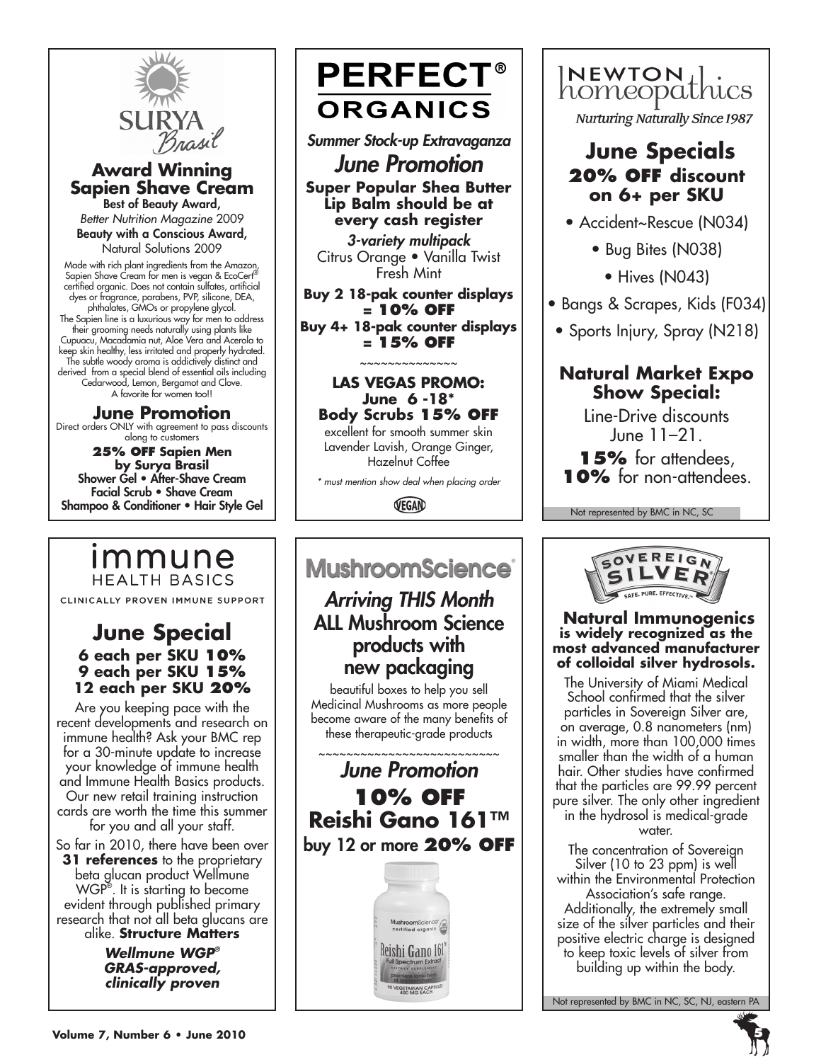## SURYA Brasil

### Award Winning Sapien Shave Cream

**Best of Beauty Award,**
*Better Nutrition Magazine* 2009
**Beauty with a Conscious Award,**
Natural Solutions 2009

Made with rich plant ingredients from the Amazon, Sapien Shave Cream for men is vegan & EcoCert® certified organic. Does not contain sulfates, artificial dyes or fragrance, parabens, PVP, silicone, DEA, phthalates, GMOs or propylene glycol. The Sapien line is a luxurious way for men to address their grooming needs naturally using plants like Cupuacu, Macadamia nut, Aloe Vera and Acerola to keep skin healthy, less irritated and properly hydrated. The subtle woody aroma is addictively distinct and derived from a special blend of essential oils including Cedarwood, Lemon, Bergamot and Clove. A favorite for women too!!

### June Promotion

Direct orders ONLY with agreement to pass discounts along to customers

**25% OFF Sapien Men by Surya Brasil**
Shower Gel • After-Shave Cream
Facial Scrub • Shave Cream
Shampoo & Conditioner • Hair Style Gel

## PERFECT® ORGANICS

*Summer Stock-up Extravaganza*

### *June Promotion*

**Super Popular Shea Butter Lip Balm should be at every cash register**

*3-variety multipack*
Citrus Orange • Vanilla Twist
Fresh Mint

**Buy 2 18-pak counter displays = 10% OFF**
**Buy 4+ 18-pak counter displays = 15% OFF**

~~~~~~~~~~~~~~

**LAS VEGAS PROMO: June 6 -18***
**Body Scrubs 15% OFF**
excellent for smooth summer skin
Lavender Lavish, Orange Ginger, Hazelnut Coffee

*\* must mention show deal when placing order*

VEGAN

## NEWTON homeopathics

*Nurturing Naturally Since 1987*

### June Specials

**20% OFF discount on 6+ per SKU**

- Accident~Rescue (N034)
- Bug Bites (N038)
- Hives (N043)
- Bangs & Scrapes, Kids (F034)
- Sports Injury, Spray (N218)

### Natural Market Expo Show Special:

Line-Drive discounts June 11–21.
**15%** for attendees,
**10%** for non-attendees.

Not represented by BMC in NC, SC

## immune HEALTH BASICS

CLINICALLY PROVEN IMMUNE SUPPORT

### June Special

**6 each per SKU 10%**
**9 each per SKU 15%**
**12 each per SKU 20%**

Are you keeping pace with the recent developments and research on immune health? Ask your BMC rep for a 30-minute update to increase your knowledge of immune health and Immune Health Basics products. Our new retail training instruction cards are worth the time this summer for you and all your staff.

So far in 2010, there have been over **31 references** to the proprietary beta glucan product Wellmune WGP®. It is starting to become evident through published primary research that not all beta glucans are alike. **Structure Matters**

***Wellmune WGP® GRAS-approved, clinically proven***

## MushroomScience®

### *Arriving THIS Month* ALL Mushroom Science products with new packaging

beautiful boxes to help you sell Medicinal Mushrooms as more people become aware of the many benefits of these therapeutic-grade products

~~~~~~~~~~~~~~~~~~~~~~~~~~~

### *June Promotion*

**10% OFF Reishi Gano 161™**
buy 12 or more **20% OFF**

## SOVEREIGN SILVER

SAFE. PURE. EFFECTIVE.™

**Natural Immunogenics is widely recognized as the most advanced manufacturer of colloidal silver hydrosols.**

The University of Miami Medical School confirmed that the silver particles in Sovereign Silver are, on average, 0.8 nanometers (nm) in width, more than 100,000 times smaller than the width of a human hair. Other studies have confirmed that the particles are 99.99 percent pure silver. The only other ingredient in the hydrosol is medical-grade water.

The concentration of Sovereign Silver (10 to 23 ppm) is well within the Environmental Protection Association's safe range. Additionally, the extremely small size of the silver particles and their positive electric charge is designed to keep toxic levels of silver from building up within the body.

Not represented by BMC in NC, SC, NJ, eastern PA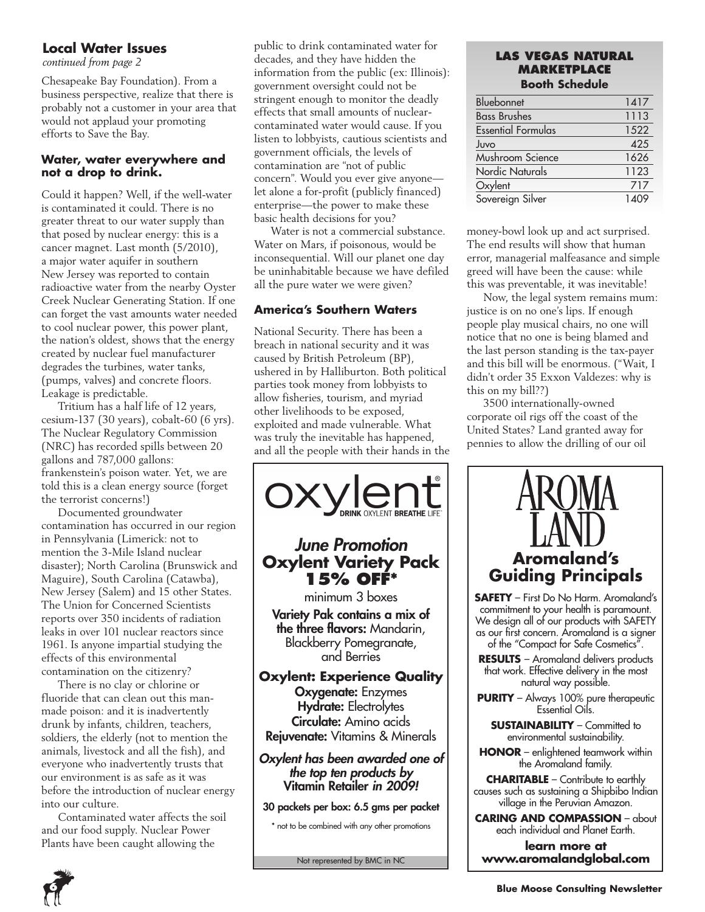## Local Water Issues

*continued from page 2*

Chesapeake Bay Foundation). From a business perspective, realize that there is probably not a customer in your area that would not applaud your promoting efforts to Save the Bay.

### Water, water everywhere and not a drop to drink.

Could it happen? Well, if the well-water is contaminated it could. There is no greater threat to our water supply than that posed by nuclear energy: this is a cancer magnet. Last month (5/2010), a major water aquifer in southern New Jersey was reported to contain radioactive water from the nearby Oyster Creek Nuclear Generating Station. If one can forget the vast amounts water needed to cool nuclear power, this power plant, the nation's oldest, shows that the energy created by nuclear fuel manufacturer degrades the turbines, water tanks, (pumps, valves) and concrete floors. Leakage is predictable.

Tritium has a half life of 12 years, cesium-137 (30 years), cobalt-60 (6 yrs). The Nuclear Regulatory Commission (NRC) has recorded spills between 20 gallons and 787,000 gallons: frankenstein's poison water. Yet, we are told this is a clean energy source (forget the terrorist concerns!)

Documented groundwater contamination has occurred in our region in Pennsylvania (Limerick: not to mention the 3-Mile Island nuclear disaster); North Carolina (Brunswick and Maguire), South Carolina (Catawba), New Jersey (Salem) and 15 other States. The Union for Concerned Scientists reports over 350 incidents of radiation leaks in over 101 nuclear reactors since 1961. Is anyone impartial studying the effects of this environmental contamination on the citizenry?

There is no clay or chlorine or fluoride that can clean out this man-made poison: and it is inadvertently drunk by infants, children, teachers, soldiers, the elderly (not to mention the animals, livestock and all the fish), and everyone who inadvertently trusts that our environment is as safe as it was before the introduction of nuclear energy into our culture.

Contaminated water affects the soil and our food supply. Nuclear Power Plants have been caught allowing the public to drink contaminated water for decades, and they have hidden the information from the public (ex: Illinois): government oversight could not be stringent enough to monitor the deadly effects that small amounts of nuclear-contaminated water would cause. If you listen to lobbyists, cautious scientists and government officials, the levels of contamination are "not of public concern". Would you ever give anyone—let alone a for-profit (publicly financed) enterprise—the power to make these basic health decisions for you?

Water is not a commercial substance. Water on Mars, if poisonous, would be inconsequential. Will our planet one day be uninhabitable because we have defiled all the pure water we were given?

### America's Southern Waters

National Security. There has been a breach in national security and it was caused by British Petroleum (BP), ushered in by Halliburton. Both political parties took money from lobbyists to allow fisheries, tourism, and myriad other livelihoods to be exposed, exploited and made vulnerable. What was truly the inevitable has happened, and all the people with their hands in the money-bowl look up and act surprised. The end results will show that human error, managerial malfeasance and simple greed will have been the cause: while this was preventable, it was inevitable!

Now, the legal system remains mum: justice is on no one's lips. If enough people play musical chairs, no one will notice that no one is being blamed and the last person standing is the tax-payer and this bill will be enormous. ("Wait, I didn't order 35 Exxon Valdezes: why is this on my bill??)

3500 internationally-owned corporate oil rigs off the coast of the United States? Land granted away for pennies to allow the drilling of our oil

---

**LAS VEGAS NATURAL MARKETPLACE**
**Booth Schedule**

| | |
|---|---|
| Bluebonnet | 1417 |
| Bass Brushes | 1113 |
| Essential Formulas | 1522 |
| Juvo | 425 |
| Mushroom Science | 1626 |
| Nordic Naturals | 1123 |
| Oxylent | 717 |
| Sovereign Silver | 1409 |

---

**oxylent®**
DRINK OXYLENT BREATHE LIFE

***June Promotion***
**Oxylent Variety Pack 15% OFF\***
minimum 3 boxes

**Variety Pak contains a mix of the three flavors:** Mandarin, Blackberry Pomegranate, and Berries

**Oxylent: Experience Quality**

**Oxygenate:** Enzymes
**Hydrate:** Electrolytes
**Circulate:** Amino acids
**Rejuvenate:** Vitamins & Minerals

***Oxylent has been awarded one of the top ten products by* Vitamin Retailer *in 2009!***

**30 packets per box: 6.5 gms per packet**

\* not to be combined with any other promotions

Not represented by BMC in NC

---

**AROMA LAND**

## Aromaland's Guiding Principals

**SAFETY** – First Do No Harm. Aromaland's commitment to your health is paramount. We design all of our products with SAFETY as our first concern. Aromaland is a signer of the "Compact for Safe Cosmetics".

**RESULTS** – Aromaland delivers products that work. Effective delivery in the most natural way possible.

**PURITY** – Always 100% pure therapeutic Essential Oils.

**SUSTAINABILITY** – Committed to environmental sustainability.

**HONOR** – enlightened teamwork within the Aromaland family.

**CHARITABLE** – Contribute to earthly causes such as sustaining a Shipbibo Indian village in the Peruvian Amazon.

**CARING AND COMPASSION** – about each individual and Planet Earth.

**learn more at www.aromalandglobal.com**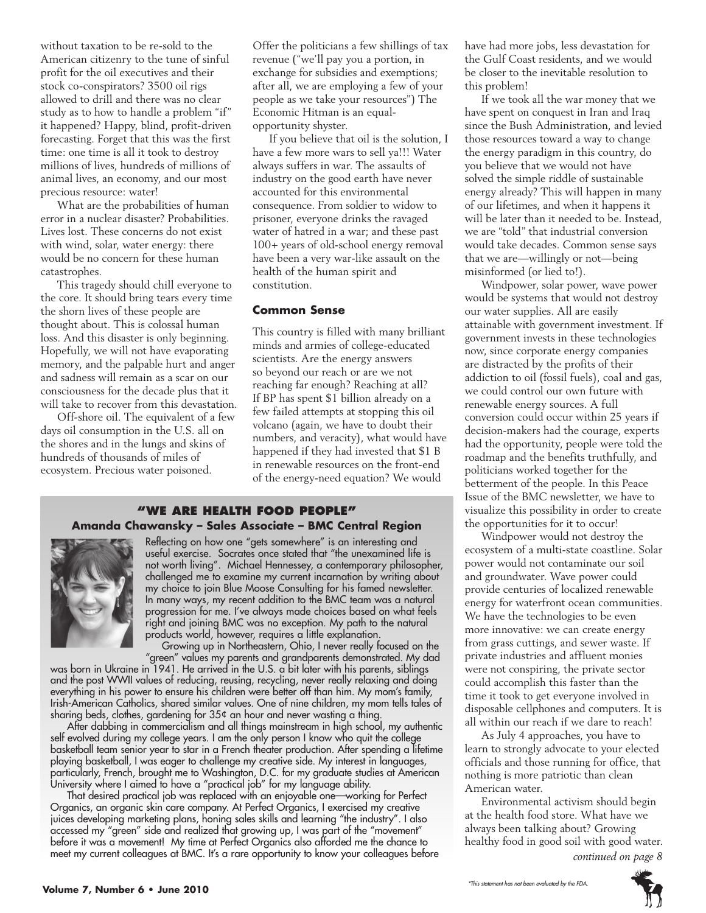without taxation to be re-sold to the American citizenry to the tune of sinful profit for the oil executives and their stock co-conspirators? 3500 oil rigs allowed to drill and there was no clear study as to how to handle a problem "if" it happened? Happy, blind, profit-driven forecasting. Forget that this was the first time: one time is all it took to destroy millions of lives, hundreds of millions of animal lives, an economy, and our most precious resource: water!

What are the probabilities of human error in a nuclear disaster? Probabilities. Lives lost. These concerns do not exist with wind, solar, water energy: there would be no concern for these human catastrophes.

This tragedy should chill everyone to the core. It should bring tears every time the shorn lives of these people are thought about. This is colossal human loss. And this disaster is only beginning. Hopefully, we will not have evaporating memory, and the palpable hurt and anger and sadness will remain as a scar on our consciousness for the decade plus that it will take to recover from this devastation.

Off-shore oil. The equivalent of a few days oil consumption in the U.S. all on the shores and in the lungs and skins of hundreds of thousands of miles of ecosystem. Precious water poisoned.

Offer the politicians a few shillings of tax revenue ("we'll pay you a portion, in exchange for subsidies and exemptions; after all, we are employing a few of your people as we take your resources") The Economic Hitman is an equal-opportunity shyster.

If you believe that oil is the solution, I have a few more wars to sell ya!!! Water always suffers in war. The assaults of industry on the good earth have never accounted for this environmental consequence. From soldier to widow to prisoner, everyone drinks the ravaged water of hatred in a war; and these past 100+ years of old-school energy removal have been a very war-like assault on the health of the human spirit and constitution.

### Common Sense

This country is filled with many brilliant minds and armies of college-educated scientists. Are the energy answers so beyond our reach or are we not reaching far enough? Reaching at all? If BP has spent $1 billion already on a few failed attempts at stopping this oil volcano (again, we have to doubt their numbers, and veracity), what would have happened if they had invested that $1 B in renewable resources on the front-end of the energy-need equation? We would have had more jobs, less devastation for the Gulf Coast residents, and we would be closer to the inevitable resolution to this problem!

If we took all the war money that we have spent on conquest in Iran and Iraq since the Bush Administration, and levied those resources toward a way to change the energy paradigm in this country, do you believe that we would not have solved the simple riddle of sustainable energy already? This will happen in many of our lifetimes, and when it happens it will be later than it needed to be. Instead, we are "told" that industrial conversion would take decades. Common sense says that we are—willingly or not—being misinformed (or lied to!).

Windpower, solar power, wave power would be systems that would not destroy our water supplies. All are easily attainable with government investment. If government invests in these technologies now, since corporate energy companies are distracted by the profits of their addiction to oil (fossil fuels), coal and gas, we could control our own future with renewable energy sources. A full conversion could occur within 25 years if decision-makers had the courage, experts had the opportunity, people were told the roadmap and the benefits truthfully, and politicians worked together for the betterment of the people. In this Peace Issue of the BMC newsletter, we have to visualize this possibility in order to create the opportunities for it to occur!

Windpower would not destroy the ecosystem of a multi-state coastline. Solar power would not contaminate our soil and groundwater. Wave power could provide centuries of localized renewable energy for waterfront ocean communities. We have the technologies to be even more innovative: we can create energy from grass cuttings, and sewer waste. If private industries and affluent monies were not conspiring, the private sector could accomplish this faster than the time it took to get everyone involved in disposable cellphones and computers. It is all within our reach if we dare to reach!

As July 4 approaches, you have to learn to strongly advocate to your elected officials and those running for office, that nothing is more patriotic than clean American water.

Environmental activism should begin at the health food store. What have we always been talking about? Growing healthy food in good soil with good water.

*continued on page 8*

## "WE ARE HEALTH FOOD PEOPLE"

**Amanda Chawansky – Sales Associate – BMC Central Region**

Reflecting on how one "gets somewhere" is an interesting and useful exercise. Socrates once stated that "the unexamined life is not worth living". Michael Hennessey, a contemporary philosopher, challenged me to examine my current incarnation by writing about my choice to join Blue Moose Consulting for his famed newsletter. In many ways, my recent addition to the BMC team was a natural progression for me. I've always made choices based on what feels right and joining BMC was no exception. My path to the natural products world, however, requires a little explanation.

Growing up in Northeastern, Ohio, I never really focused on the "green" values my parents and grandparents demonstrated. My dad was born in Ukraine in 1941. He arrived in the U.S. a bit later with his parents, siblings and the post WWII values of reducing, reusing, recycling, never really relaxing and doing everything in his power to ensure his children were better off than him. My mom's family, Irish-American Catholics, shared similar values. One of nine children, my mom tells tales of sharing beds, clothes, gardening for 35¢ an hour and never wasting a thing.

After dabbing in commercialism and all things mainstream in high school, my authentic self evolved during my college years. I am the only person I know who quit the college basketball team senior year to star in a French theater production. After spending a lifetime playing basketball, I was eager to challenge my creative side. My interest in languages, particularly, French, brought me to Washington, D.C. for my graduate studies at American University where I aimed to have a "practical job" for my language ability.

That desired practical job was replaced with an enjoyable one—working for Perfect Organics, an organic skin care company. At Perfect Organics, I exercised my creative juices developing marketing plans, honing sales skills and learning "the industry". I also accessed my "green" side and realized that growing up, I was part of the "movement" before it was a movement! My time at Perfect Organics also afforded me the chance to meet my current colleagues at BMC. It's a rare opportunity to know your colleagues before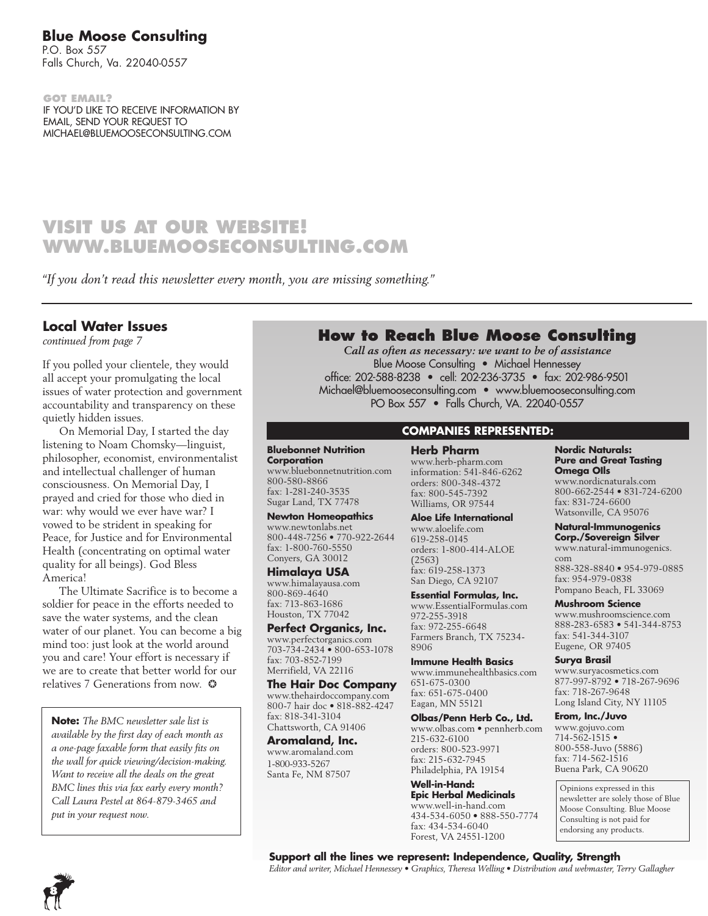**Blue Moose Consulting**
P.O. Box 557
Falls Church, Va. 22040-0557

**GOT EMAIL?**
IF YOU'D LIKE TO RECEIVE INFORMATION BY EMAIL, SEND YOUR REQUEST TO MICHAEL@BLUEMOOSECONSULTING.COM

## VISIT US AT OUR WEBSITE! WWW.BLUEMOOSECONSULTING.COM

*"If you don't read this newsletter every month, you are missing something."*

---

### Local Water Issues

*continued from page 7*

If you polled your clientele, they would all accept your promulgating the local issues of water protection and government accountability and transparency on these quietly hidden issues.

On Memorial Day, I started the day listening to Noam Chomsky—linguist, philosopher, economist, environmentalist and intellectual challenger of human consciousness. On Memorial Day, I prayed and cried for those who died in war: why would we ever have war? I vowed to be strident in speaking for Peace, for Justice and for Environmental Health (concentrating on optimal water quality for all beings). God Bless America!

The Ultimate Sacrifice is to become a soldier for peace in the efforts needed to save the water systems, and the clean water of our planet. You can become a big mind too: just look at the world around you and care! Your effort is necessary if we are to create that better world for our relatives 7 Generations from now. ✪

> **Note:** *The BMC newsletter sale list is available by the first day of each month as a one-page faxable form that easily fits on the wall for quick viewing/decision-making. Want to receive all the deals on the great BMC lines this via fax early every month? Call Laura Pestel at 864-879-3465 and put in your request now.*

## How to Reach Blue Moose Consulting

***Call as often as necessary: we want to be of assistance***
Blue Moose Consulting • Michael Hennessey
office: 202-588-8238 • cell: 202-236-3735 • fax: 202-986-9501
Michael@bluemooseconsulting.com • www.bluemooseconsulting.com
PO Box 557 • Falls Church, VA. 22040-0557

### COMPANIES REPRESENTED:

**Bluebonnet Nutrition Corporation**
www.bluebonnetnutrition.com
800-580-8866
fax: 1-281-240-3535
Sugar Land, TX 77478

**Newton Homeopathics**
www.newtonlabs.net
800-448-7256 • 770-922-2644
fax: 1-800-760-5550
Conyers, GA 30012

**Himalaya USA**
www.himalayausa.com
800-869-4640
fax: 713-863-1686
Houston, TX 77042

**Perfect Organics, Inc.**
www.perfectorganics.com
703-734-2434 • 800-653-1078
fax: 703-852-7199
Merrifield, VA 22116

**The Hair Doc Company**
www.thehairdoccompany.com
800-7 hair doc • 818-882-4247
fax: 818-341-3104
Chattsworth, CA 91406

**Aromaland, Inc.**
www.aromaland.com
1-800-933-5267
Santa Fe, NM 87507

**Herb Pharm**
www.herb-pharm.com
information: 541-846-6262
orders: 800-348-4372
fax: 800-545-7392
Williams, OR 97544

**Aloe Life International**
www.aloelife.com
619-258-0145
orders: 1-800-414-ALOE (2563)
fax: 619-258-1373
San Diego, CA 92107

**Essential Formulas, Inc.**
www.EssentialFormulas.com
972-255-3918
fax: 972-255-6648
Farmers Branch, TX 75234-8906

**Immune Health Basics**
www.immunehealthbasics.com
651-675-0300
fax: 651-675-0400
Eagan, MN 55121

**Olbas/Penn Herb Co., Ltd.**
www.olbas.com • pennherb.com
215-632-6100
orders: 800-523-9971
fax: 215-632-7945
Philadelphia, PA 19154

**Well-in-Hand: Epic Herbal Medicinals**
www.well-in-hand.com
434-534-6050 • 888-550-7774
fax: 434-534-6040
Forest, VA 24551-1200

**Nordic Naturals: Pure and Great Tasting Omega Oils**
www.nordicnaturals.com
800-662-2544 • 831-724-6200
fax: 831-724-6600
Watsonville, CA 95076

**Natural-Immunogenics Corp./Sovereign Silver**
www.natural-immunogenics.com
888-328-8840 • 954-979-0885
fax: 954-979-0838
Pompano Beach, FL 33069

**Mushroom Science**
www.mushroomscience.com
888-283-6583 • 541-344-8753
fax: 541-344-3107
Eugene, OR 97405

**Surya Brasil**
www.suryacosmetics.com
877-997-8792 • 718-267-9696
fax: 718-267-9648
Long Island City, NY 11105

**Erom, Inc./Juvo**
www.gojuvo.com
714-562-1515 •
800-558-Juvo (5886)
fax: 714-562-1516
Buena Park, CA 90620

> Opinions expressed in this newsletter are solely those of Blue Moose Consulting. Blue Moose Consulting is not paid for endorsing any products.

**Support all the lines we represent: Independence, Quality, Strength**
*Editor and writer, Michael Hennessey • Graphics, Theresa Welling • Distribution and webmaster, Terry Gallagher*